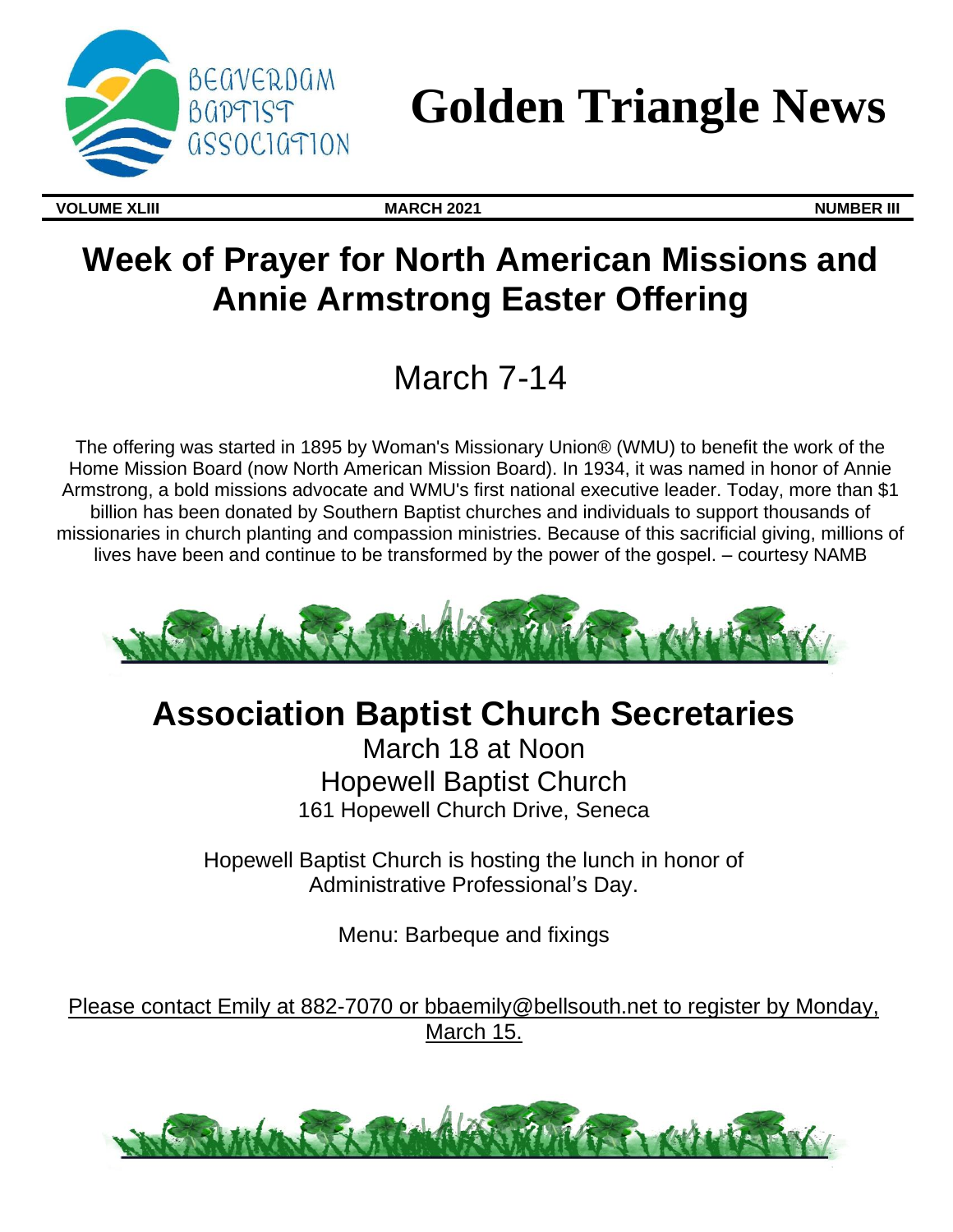BEAVERDAM BAPTIST ASSOCIATION

# Golden Triangle News

**VOLUME XLIII** **MARCH 2021** **NUMBER III**

## Week of Prayer for North American Missions and Annie Armstrong Easter Offering

March 7-14

The offering was started in 1895 by Woman's Missionary Union® (WMU) to benefit the work of the Home Mission Board (now North American Mission Board). In 1934, it was named in honor of Annie Armstrong, a bold missions advocate and WMU's first national executive leader. Today, more than $1 billion has been donated by Southern Baptist churches and individuals to support thousands of missionaries in church planting and compassion ministries. Because of this sacrificial giving, millions of lives have been and continue to be transformed by the power of the gospel. – courtesy NAMB

## Association Baptist Church Secretaries

March 18 at Noon

Hopewell Baptist Church

161 Hopewell Church Drive, Seneca

Hopewell Baptist Church is hosting the lunch in honor of Administrative Professional's Day.

Menu: Barbeque and fixings

Please contact Emily at 882-7070 or bbaemily@bellsouth.net to register by Monday, March 15.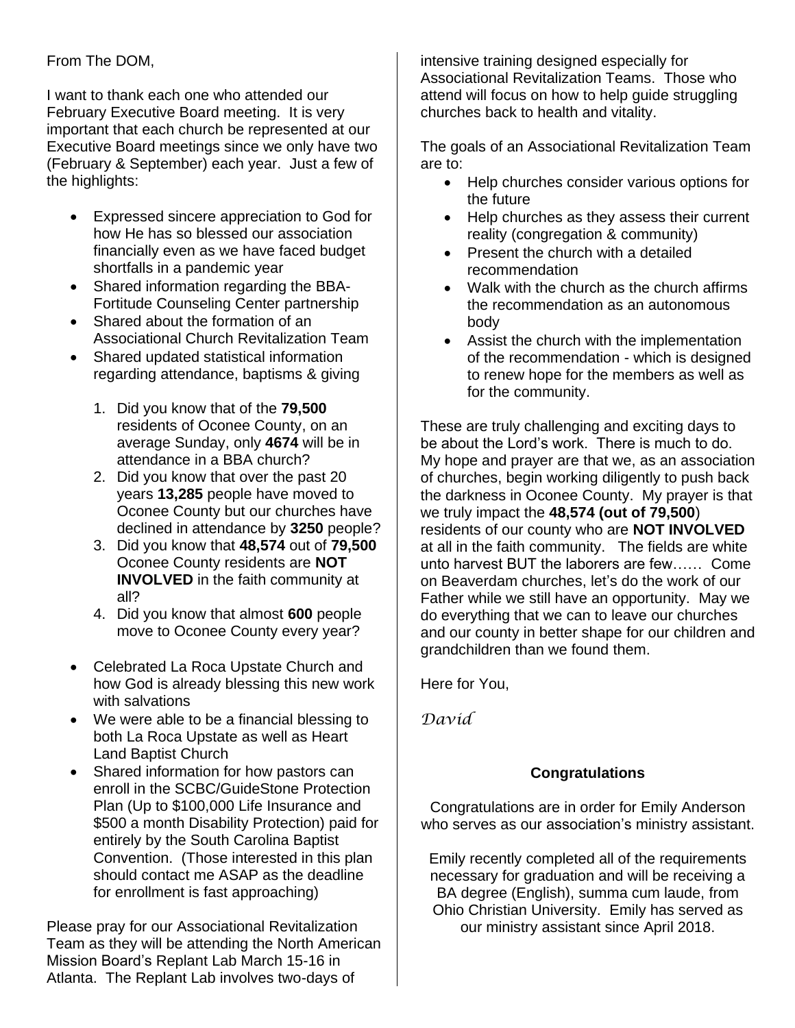From The DOM,

I want to thank each one who attended our February Executive Board meeting. It is very important that each church be represented at our Executive Board meetings since we only have two (February & September) each year. Just a few of the highlights:

- Expressed sincere appreciation to God for how He has so blessed our association financially even as we have faced budget shortfalls in a pandemic year
- Shared information regarding the BBA-Fortitude Counseling Center partnership
- Shared about the formation of an Associational Church Revitalization Team
- Shared updated statistical information regarding attendance, baptisms & giving

  1. Did you know that of the **79,500** residents of Oconee County, on an average Sunday, only **4674** will be in attendance in a BBA church?
  2. Did you know that over the past 20 years **13,285** people have moved to Oconee County but our churches have declined in attendance by **3250** people?
  3. Did you know that **48,574** out of **79,500** Oconee County residents are **NOT INVOLVED** in the faith community at all?
  4. Did you know that almost **600** people move to Oconee County every year?

- Celebrated La Roca Upstate Church and how God is already blessing this new work with salvations
- We were able to be a financial blessing to both La Roca Upstate as well as Heart Land Baptist Church
- Shared information for how pastors can enroll in the SCBC/GuideStone Protection Plan (Up to $100,000 Life Insurance and $500 a month Disability Protection) paid for entirely by the South Carolina Baptist Convention. (Those interested in this plan should contact me ASAP as the deadline for enrollment is fast approaching)

Please pray for our Associational Revitalization Team as they will be attending the North American Mission Board's Replant Lab March 15-16 in Atlanta. The Replant Lab involves two-days of intensive training designed especially for Associational Revitalization Teams. Those who attend will focus on how to help guide struggling churches back to health and vitality.

The goals of an Associational Revitalization Team are to:

- Help churches consider various options for the future
- Help churches as they assess their current reality (congregation & community)
- Present the church with a detailed recommendation
- Walk with the church as the church affirms the recommendation as an autonomous body
- Assist the church with the implementation of the recommendation - which is designed to renew hope for the members as well as for the community.

These are truly challenging and exciting days to be about the Lord's work. There is much to do. My hope and prayer are that we, as an association of churches, begin working diligently to push back the darkness in Oconee County. My prayer is that we truly impact the **48,574 (out of 79,500**) residents of our county who are **NOT INVOLVED** at all in the faith community. The fields are white unto harvest BUT the laborers are few…… Come on Beaverdam churches, let's do the work of our Father while we still have an opportunity. May we do everything that we can to leave our churches and our county in better shape for our children and grandchildren than we found them.

Here for You,

*David*

**Congratulations**

Congratulations are in order for Emily Anderson who serves as our association's ministry assistant.

Emily recently completed all of the requirements necessary for graduation and will be receiving a BA degree (English), summa cum laude, from Ohio Christian University. Emily has served as our ministry assistant since April 2018.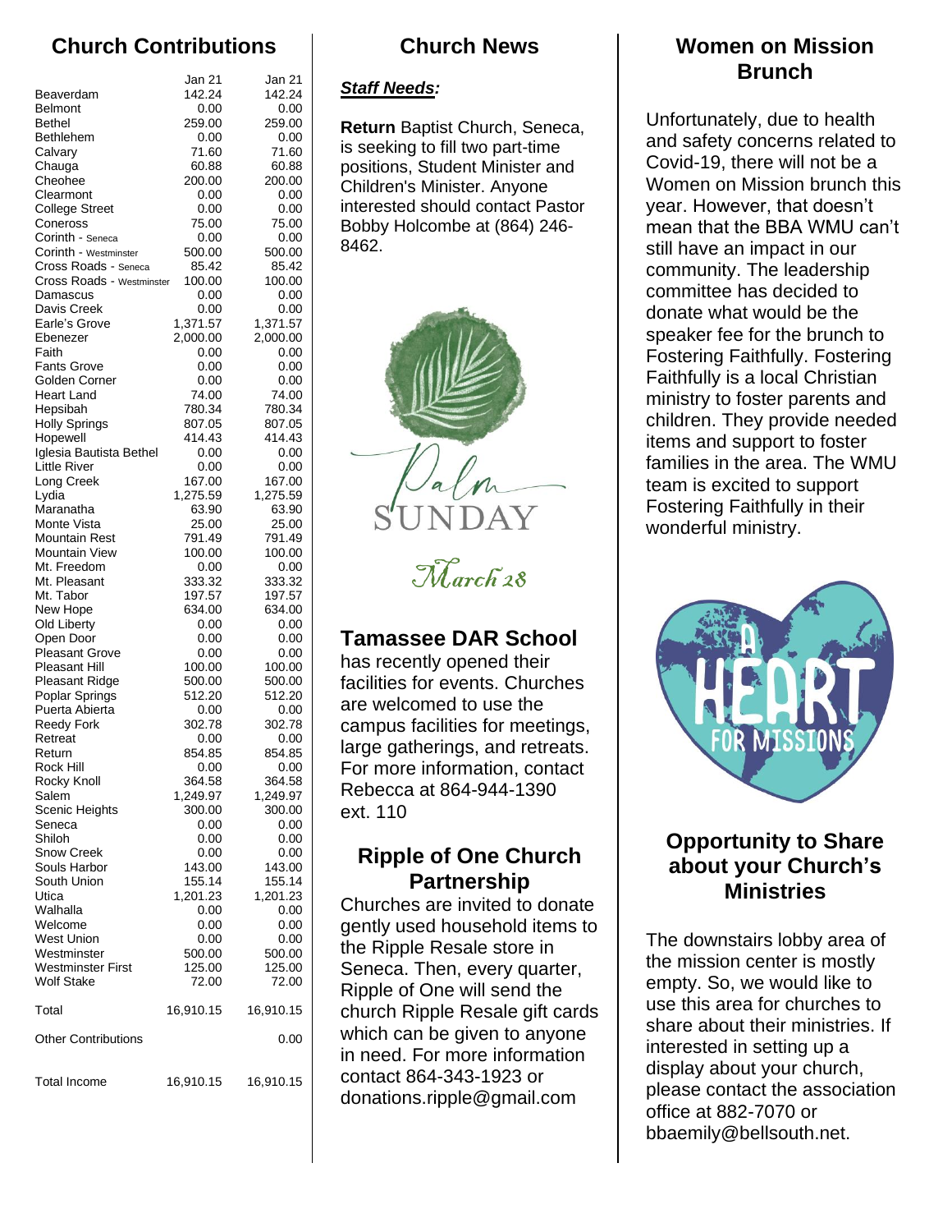## Church Contributions

| | Jan 21 | Jan 21 |
|---|---|---|
| Beaverdam | 142.24 | 142.24 |
| Belmont | 0.00 | 0.00 |
| Bethel | 259.00 | 259.00 |
| Bethlehem | 0.00 | 0.00 |
| Calvary | 71.60 | 71.60 |
| Chauga | 60.88 | 60.88 |
| Cheohee | 200.00 | 200.00 |
| Clearmont | 0.00 | 0.00 |
| College Street | 0.00 | 0.00 |
| Coneross | 75.00 | 75.00 |
| Corinth - Seneca | 0.00 | 0.00 |
| Corinth - Westminster | 500.00 | 500.00 |
| Cross Roads - Seneca | 85.42 | 85.42 |
| Cross Roads - Westminster | 100.00 | 100.00 |
| Damascus | 0.00 | 0.00 |
| Davis Creek | 0.00 | 0.00 |
| Earle's Grove | 1,371.57 | 1,371.57 |
| Ebenezer | 2,000.00 | 2,000.00 |
| Faith | 0.00 | 0.00 |
| Fants Grove | 0.00 | 0.00 |
| Golden Corner | 0.00 | 0.00 |
| Heart Land | 74.00 | 74.00 |
| Hepsibah | 780.34 | 780.34 |
| Holly Springs | 807.05 | 807.05 |
| Hopewell | 414.43 | 414.43 |
| Iglesia Bautista Bethel | 0.00 | 0.00 |
| Little River | 0.00 | 0.00 |
| Long Creek | 167.00 | 167.00 |
| Lydia | 1,275.59 | 1,275.59 |
| Maranatha | 63.90 | 63.90 |
| Monte Vista | 25.00 | 25.00 |
| Mountain Rest | 791.49 | 791.49 |
| Mountain View | 100.00 | 100.00 |
| Mt. Freedom | 0.00 | 0.00 |
| Mt. Pleasant | 333.32 | 333.32 |
| Mt. Tabor | 197.57 | 197.57 |
| New Hope | 634.00 | 634.00 |
| Old Liberty | 0.00 | 0.00 |
| Open Door | 0.00 | 0.00 |
| Pleasant Grove | 0.00 | 0.00 |
| Pleasant Hill | 100.00 | 100.00 |
| Pleasant Ridge | 500.00 | 500.00 |
| Poplar Springs | 512.20 | 512.20 |
| Puerta Abierta | 0.00 | 0.00 |
| Reedy Fork | 302.78 | 302.78 |
| Retreat | 0.00 | 0.00 |
| Return | 854.85 | 854.85 |
| Rock Hill | 0.00 | 0.00 |
| Rocky Knoll | 364.58 | 364.58 |
| Salem | 1,249.97 | 1,249.97 |
| Scenic Heights | 300.00 | 300.00 |
| Seneca | 0.00 | 0.00 |
| Shiloh | 0.00 | 0.00 |
| Snow Creek | 0.00 | 0.00 |
| Souls Harbor | 143.00 | 143.00 |
| South Union | 155.14 | 155.14 |
| Utica | 1,201.23 | 1,201.23 |
| Walhalla | 0.00 | 0.00 |
| Welcome | 0.00 | 0.00 |
| West Union | 0.00 | 0.00 |
| Westminster | 500.00 | 500.00 |
| Westminster First | 125.00 | 125.00 |
| Wolf Stake | 72.00 | 72.00 |
| Total | 16,910.15 | 16,910.15 |
| Other Contributions | | 0.00 |
| Total Income | 16,910.15 | 16,910.15 |

## Church News

***Staff Needs:***

**Return** Baptist Church, Seneca, is seeking to fill two part-time positions, Student Minister and Children's Minister. Anyone interested should contact Pastor Bobby Holcombe at (864) 246-8462.

Palm SUNDAY

March 28

## Tamassee DAR School

has recently opened their facilities for events. Churches are welcomed to use the campus facilities for meetings, large gatherings, and retreats. For more information, contact Rebecca at 864-944-1390 ext. 110

## Ripple of One Church Partnership

Churches are invited to donate gently used household items to the Ripple Resale store in Seneca. Then, every quarter, Ripple of One will send the church Ripple Resale gift cards which can be given to anyone in need. For more information contact 864-343-1923 or donations.ripple@gmail.com

## Women on Mission Brunch

Unfortunately, due to health and safety concerns related to Covid-19, there will not be a Women on Mission brunch this year. However, that doesn't mean that the BBA WMU can't still have an impact in our community. The leadership committee has decided to donate what would be the speaker fee for the brunch to Fostering Faithfully. Fostering Faithfully is a local Christian ministry to foster parents and children. They provide needed items and support to foster families in the area. The WMU team is excited to support Fostering Faithfully in their wonderful ministry.

A HEART FOR MISSIONS

## Opportunity to Share about your Church's Ministries

The downstairs lobby area of the mission center is mostly empty. So, we would like to use this area for churches to share about their ministries. If interested in setting up a display about your church, please contact the association office at 882-7070 or bbaemily@bellsouth.net.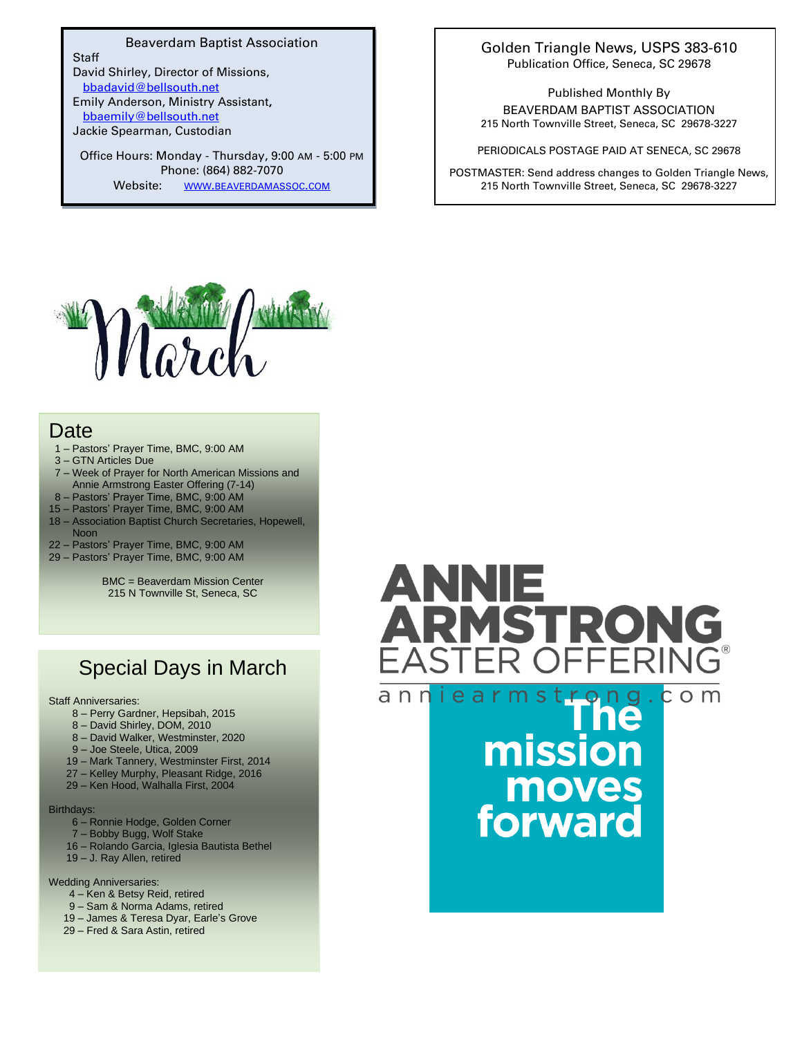Beaverdam Baptist Association

Staff

David Shirley, Director of Missions,
bbadavid@bellsouth.net

Emily Anderson, Ministry Assistant,
bbaemily@bellsouth.net

Jackie Spearman, Custodian

Office Hours: Monday - Thursday, 9:00 AM - 5:00 PM
Phone: (864) 882-7070
Website: WWW.BEAVERDAMASSOC.COM

Golden Triangle News, USPS 383-610
Publication Office, Seneca, SC 29678

Published Monthly By
BEAVERDAM BAPTIST ASSOCIATION
215 North Townville Street, Seneca, SC 29678-3227

PERIODICALS POSTAGE PAID AT SENECA, SC 29678

POSTMASTER: Send address changes to Golden Triangle News, 215 North Townville Street, Seneca, SC 29678-3227

# March

## Date

- 1 – Pastors' Prayer Time, BMC, 9:00 AM
- 3 – GTN Articles Due
- 7 – Week of Prayer for North American Missions and Annie Armstrong Easter Offering (7-14)
- 8 – Pastors' Prayer Time, BMC, 9:00 AM
- 15 – Pastors' Prayer Time, BMC, 9:00 AM
- 18 – Association Baptist Church Secretaries, Hopewell, Noon
- 22 – Pastors' Prayer Time, BMC, 9:00 AM
- 29 – Pastors' Prayer Time, BMC, 9:00 AM

BMC = Beaverdam Mission Center
215 N Townville St, Seneca, SC

## Special Days in March

Staff Anniversaries:

- 8 – Perry Gardner, Hepsibah, 2015
- 8 – David Shirley, DOM, 2010
- 8 – David Walker, Westminster, 2020
- 9 – Joe Steele, Utica, 2009
- 19 – Mark Tannery, Westminster First, 2014
- 27 – Kelley Murphy, Pleasant Ridge, 2016
- 29 – Ken Hood, Walhalla First, 2004

Birthdays:

- 6 – Ronnie Hodge, Golden Corner
- 7 – Bobby Bugg, Wolf Stake
- 16 – Rolando Garcia, Iglesia Bautista Bethel
- 19 – J. Ray Allen, retired

Wedding Anniversaries:

- 4 – Ken & Betsy Reid, retired
- 9 – Sam & Norma Adams, retired
- 19 – James & Teresa Dyar, Earle's Grove
- 29 – Fred & Sara Astin, retired

ANNIE ARMSTRONG EASTER OFFERING®
anniearmstrong.com

The mission moves forward